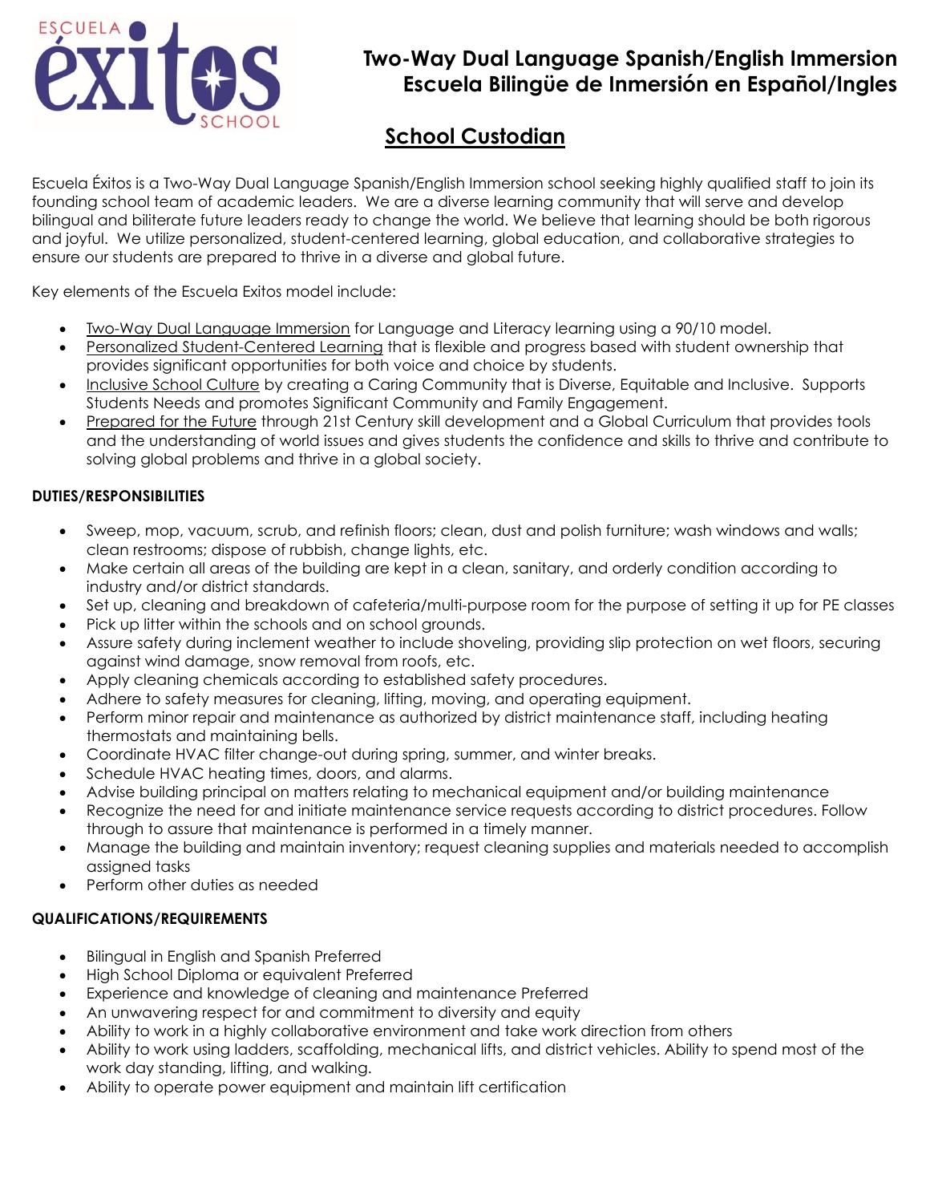# Two-Way Dual Language Spanish/English Immersion
# Escuela Bilingüe de Inmersión en Español/Ingles

## School Custodian

Escuela Éxitos is a Two-Way Dual Language Spanish/English Immersion school seeking highly qualified staff to join its founding school team of academic leaders. We are a diverse learning community that will serve and develop bilingual and biliterate future leaders ready to change the world. We believe that learning should be both rigorous and joyful. We utilize personalized, student-centered learning, global education, and collaborative strategies to ensure our students are prepared to thrive in a diverse and global future.

Key elements of the Escuela Exitos model include:

- Two-Way Dual Language Immersion for Language and Literacy learning using a 90/10 model.
- Personalized Student-Centered Learning that is flexible and progress based with student ownership that provides significant opportunities for both voice and choice by students.
- Inclusive School Culture by creating a Caring Community that is Diverse, Equitable and Inclusive. Supports Students Needs and promotes Significant Community and Family Engagement.
- Prepared for the Future through 21st Century skill development and a Global Curriculum that provides tools and the understanding of world issues and gives students the confidence and skills to thrive and contribute to solving global problems and thrive in a global society.

**DUTIES/RESPONSIBILITIES**

- Sweep, mop, vacuum, scrub, and refinish floors; clean, dust and polish furniture; wash windows and walls; clean restrooms; dispose of rubbish, change lights, etc.
- Make certain all areas of the building are kept in a clean, sanitary, and orderly condition according to industry and/or district standards.
- Set up, cleaning and breakdown of cafeteria/multi-purpose room for the purpose of setting it up for PE classes
- Pick up litter within the schools and on school grounds.
- Assure safety during inclement weather to include shoveling, providing slip protection on wet floors, securing against wind damage, snow removal from roofs, etc.
- Apply cleaning chemicals according to established safety procedures.
- Adhere to safety measures for cleaning, lifting, moving, and operating equipment.
- Perform minor repair and maintenance as authorized by district maintenance staff, including heating thermostats and maintaining bells.
- Coordinate HVAC filter change-out during spring, summer, and winter breaks.
- Schedule HVAC heating times, doors, and alarms.
- Advise building principal on matters relating to mechanical equipment and/or building maintenance
- Recognize the need for and initiate maintenance service requests according to district procedures. Follow through to assure that maintenance is performed in a timely manner.
- Manage the building and maintain inventory; request cleaning supplies and materials needed to accomplish assigned tasks
- Perform other duties as needed

**QUALIFICATIONS/REQUIREMENTS**

- Bilingual in English and Spanish Preferred
- High School Diploma or equivalent Preferred
- Experience and knowledge of cleaning and maintenance Preferred
- An unwavering respect for and commitment to diversity and equity
- Ability to work in a highly collaborative environment and take work direction from others
- Ability to work using ladders, scaffolding, mechanical lifts, and district vehicles. Ability to spend most of the work day standing, lifting, and walking.
- Ability to operate power equipment and maintain lift certification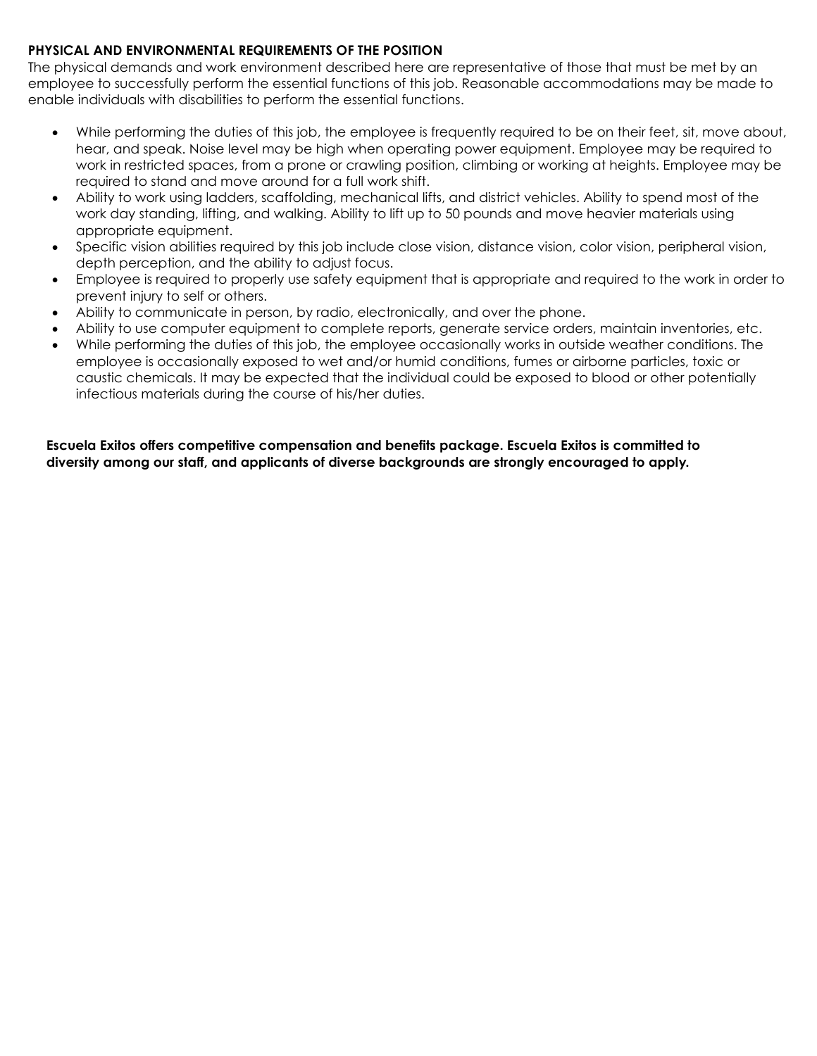**PHYSICAL AND ENVIRONMENTAL REQUIREMENTS OF THE POSITION**

The physical demands and work environment described here are representative of those that must be met by an employee to successfully perform the essential functions of this job. Reasonable accommodations may be made to enable individuals with disabilities to perform the essential functions.

- While performing the duties of this job, the employee is frequently required to be on their feet, sit, move about, hear, and speak. Noise level may be high when operating power equipment. Employee may be required to work in restricted spaces, from a prone or crawling position, climbing or working at heights. Employee may be required to stand and move around for a full work shift.
- Ability to work using ladders, scaffolding, mechanical lifts, and district vehicles. Ability to spend most of the work day standing, lifting, and walking. Ability to lift up to 50 pounds and move heavier materials using appropriate equipment.
- Specific vision abilities required by this job include close vision, distance vision, color vision, peripheral vision, depth perception, and the ability to adjust focus.
- Employee is required to properly use safety equipment that is appropriate and required to the work in order to prevent injury to self or others.
- Ability to communicate in person, by radio, electronically, and over the phone.
- Ability to use computer equipment to complete reports, generate service orders, maintain inventories, etc.
- While performing the duties of this job, the employee occasionally works in outside weather conditions. The employee is occasionally exposed to wet and/or humid conditions, fumes or airborne particles, toxic or caustic chemicals. It may be expected that the individual could be exposed to blood or other potentially infectious materials during the course of his/her duties.

**Escuela Exitos offers competitive compensation and benefits package. Escuela Exitos is committed to diversity among our staff, and applicants of diverse backgrounds are strongly encouraged to apply.**